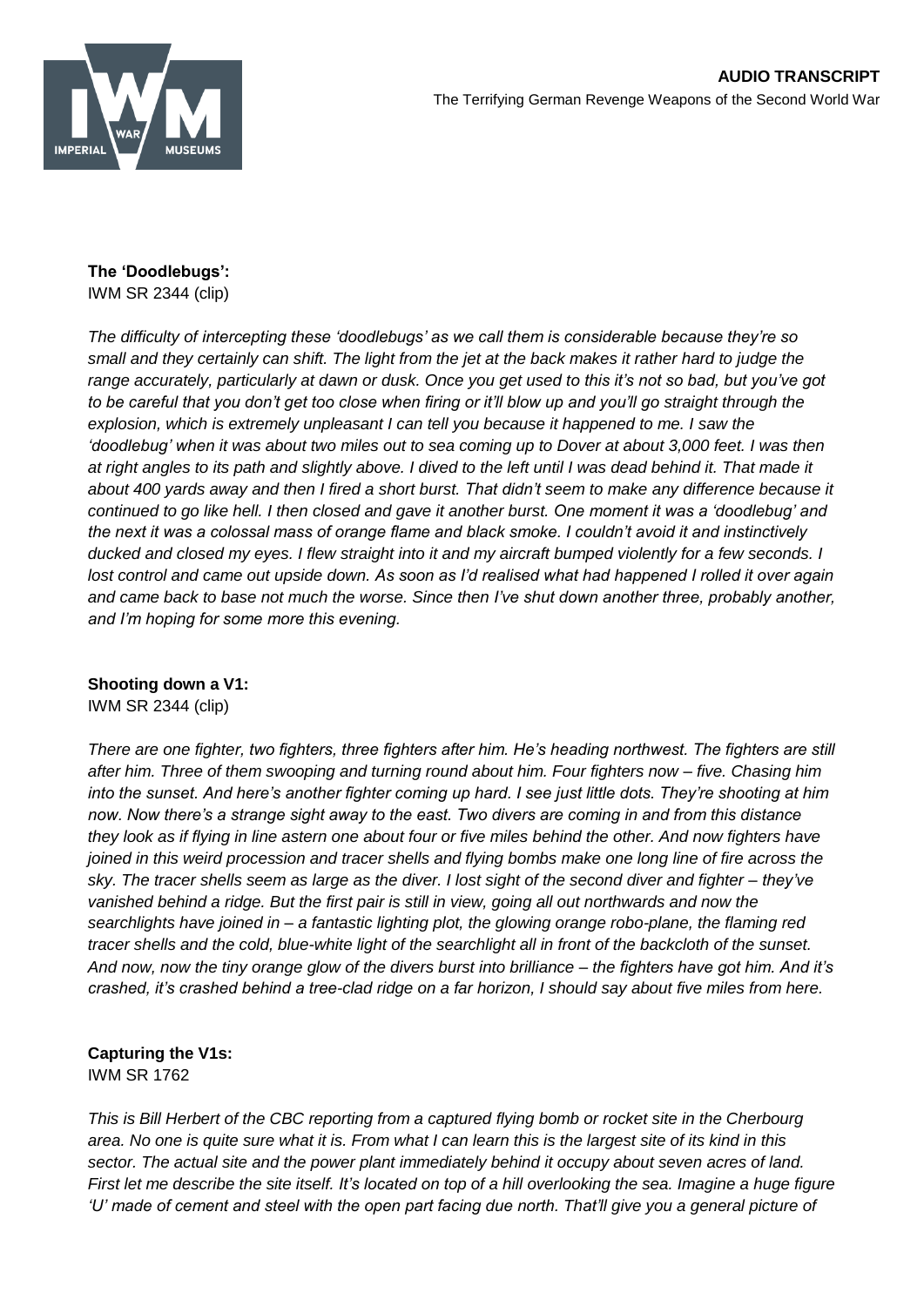**AUDIO TRANSCRIPT**

The Terrifying German Revenge Weapons of the Second World War

**The 'Doodlebugs':**
IWM SR 2344 (clip)

*The difficulty of intercepting these 'doodlebugs' as we call them is considerable because they're so small and they certainly can shift. The light from the jet at the back makes it rather hard to judge the range accurately, particularly at dawn or dusk. Once you get used to this it's not so bad, but you've got to be careful that you don't get too close when firing or it'll blow up and you'll go straight through the explosion, which is extremely unpleasant I can tell you because it happened to me. I saw the 'doodlebug' when it was about two miles out to sea coming up to Dover at about 3,000 feet. I was then at right angles to its path and slightly above. I dived to the left until I was dead behind it. That made it about 400 yards away and then I fired a short burst. That didn't seem to make any difference because it continued to go like hell. I then closed and gave it another burst. One moment it was a 'doodlebug' and the next it was a colossal mass of orange flame and black smoke. I couldn't avoid it and instinctively ducked and closed my eyes. I flew straight into it and my aircraft bumped violently for a few seconds. I lost control and came out upside down. As soon as I'd realised what had happened I rolled it over again and came back to base not much the worse. Since then I've shut down another three, probably another, and I'm hoping for some more this evening.*

**Shooting down a V1:**
IWM SR 2344 (clip)

*There are one fighter, two fighters, three fighters after him. He's heading northwest. The fighters are still after him. Three of them swooping and turning round about him. Four fighters now – five. Chasing him into the sunset. And here's another fighter coming up hard. I see just little dots. They're shooting at him now. Now there's a strange sight away to the east. Two divers are coming in and from this distance they look as if flying in line astern one about four or five miles behind the other. And now fighters have joined in this weird procession and tracer shells and flying bombs make one long line of fire across the sky. The tracer shells seem as large as the diver. I lost sight of the second diver and fighter – they've vanished behind a ridge. But the first pair is still in view, going all out northwards and now the searchlights have joined in – a fantastic lighting plot, the glowing orange robo-plane, the flaming red tracer shells and the cold, blue-white light of the searchlight all in front of the backcloth of the sunset. And now, now the tiny orange glow of the divers burst into brilliance – the fighters have got him. And it's crashed, it's crashed behind a tree-clad ridge on a far horizon, I should say about five miles from here.*

**Capturing the V1s:**
IWM SR 1762

*This is Bill Herbert of the CBC reporting from a captured flying bomb or rocket site in the Cherbourg area. No one is quite sure what it is. From what I can learn this is the largest site of its kind in this sector. The actual site and the power plant immediately behind it occupy about seven acres of land. First let me describe the site itself. It's located on top of a hill overlooking the sea. Imagine a huge figure 'U' made of cement and steel with the open part facing due north. That'll give you a general picture of*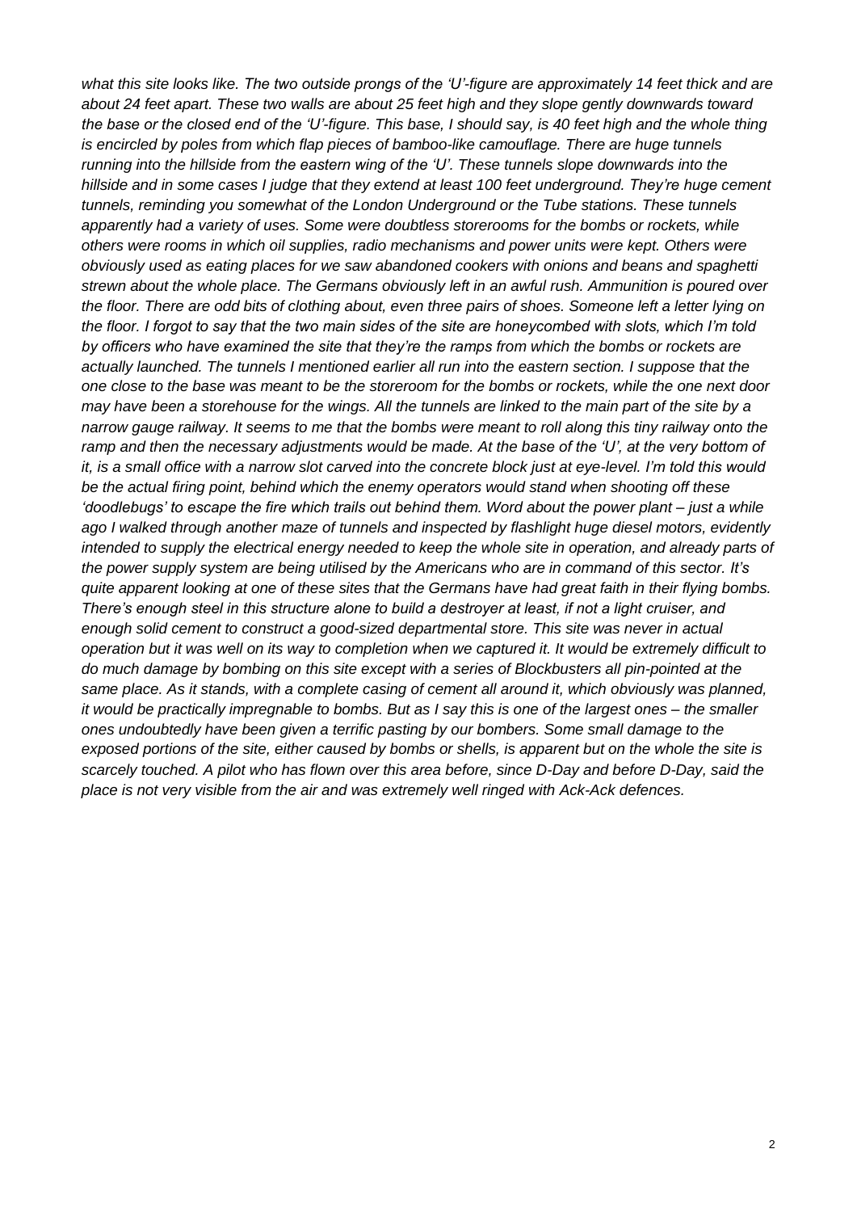*what this site looks like. The two outside prongs of the 'U'-figure are approximately 14 feet thick and are about 24 feet apart. These two walls are about 25 feet high and they slope gently downwards toward the base or the closed end of the 'U'-figure. This base, I should say, is 40 feet high and the whole thing is encircled by poles from which flap pieces of bamboo-like camouflage. There are huge tunnels running into the hillside from the eastern wing of the 'U'. These tunnels slope downwards into the hillside and in some cases I judge that they extend at least 100 feet underground. They're huge cement tunnels, reminding you somewhat of the London Underground or the Tube stations. These tunnels apparently had a variety of uses. Some were doubtless storerooms for the bombs or rockets, while others were rooms in which oil supplies, radio mechanisms and power units were kept. Others were obviously used as eating places for we saw abandoned cookers with onions and beans and spaghetti strewn about the whole place. The Germans obviously left in an awful rush. Ammunition is poured over the floor. There are odd bits of clothing about, even three pairs of shoes. Someone left a letter lying on the floor. I forgot to say that the two main sides of the site are honeycombed with slots, which I'm told by officers who have examined the site that they're the ramps from which the bombs or rockets are actually launched. The tunnels I mentioned earlier all run into the eastern section. I suppose that the one close to the base was meant to be the storeroom for the bombs or rockets, while the one next door may have been a storehouse for the wings. All the tunnels are linked to the main part of the site by a narrow gauge railway. It seems to me that the bombs were meant to roll along this tiny railway onto the ramp and then the necessary adjustments would be made. At the base of the 'U', at the very bottom of it, is a small office with a narrow slot carved into the concrete block just at eye-level. I'm told this would be the actual firing point, behind which the enemy operators would stand when shooting off these 'doodlebugs' to escape the fire which trails out behind them. Word about the power plant – just a while ago I walked through another maze of tunnels and inspected by flashlight huge diesel motors, evidently intended to supply the electrical energy needed to keep the whole site in operation, and already parts of the power supply system are being utilised by the Americans who are in command of this sector. It's quite apparent looking at one of these sites that the Germans have had great faith in their flying bombs. There's enough steel in this structure alone to build a destroyer at least, if not a light cruiser, and enough solid cement to construct a good-sized departmental store. This site was never in actual operation but it was well on its way to completion when we captured it. It would be extremely difficult to do much damage by bombing on this site except with a series of Blockbusters all pin-pointed at the same place. As it stands, with a complete casing of cement all around it, which obviously was planned, it would be practically impregnable to bombs. But as I say this is one of the largest ones – the smaller ones undoubtedly have been given a terrific pasting by our bombers. Some small damage to the exposed portions of the site, either caused by bombs or shells, is apparent but on the whole the site is scarcely touched. A pilot who has flown over this area before, since D-Day and before D-Day, said the place is not very visible from the air and was extremely well ringed with Ack-Ack defences.*